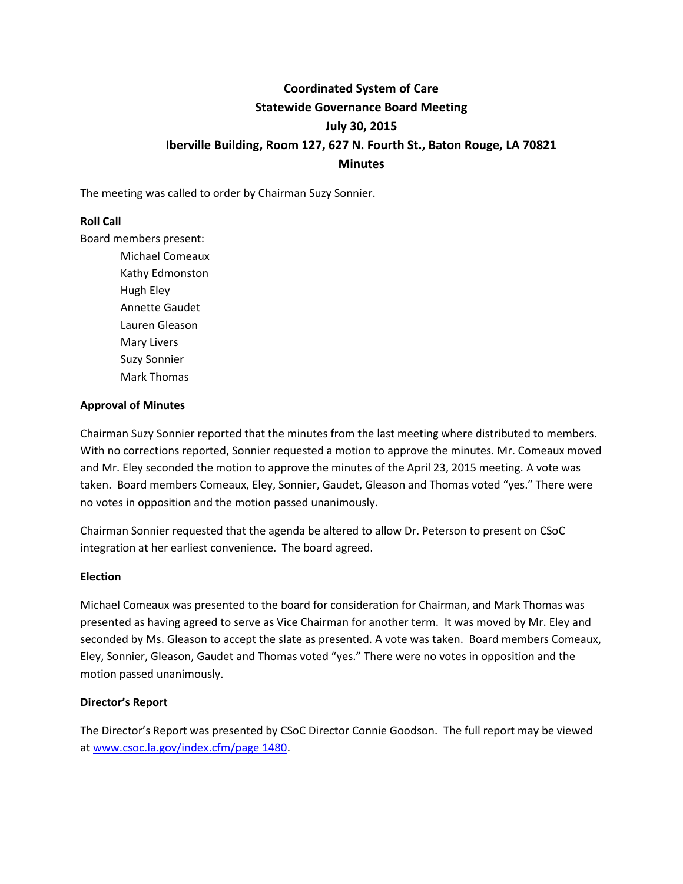# Coordinated System of Care
## Statewide Governance Board Meeting
## July 30, 2015
## Iberville Building, Room 127, 627 N. Fourth St., Baton Rouge, LA 70821
## Minutes

The meeting was called to order by Chairman Suzy Sonnier.

**Roll Call**

Board members present:

- Michael Comeaux
- Kathy Edmonston
- Hugh Eley
- Annette Gaudet
- Lauren Gleason
- Mary Livers
- Suzy Sonnier
- Mark Thomas

**Approval of Minutes**

Chairman Suzy Sonnier reported that the minutes from the last meeting where distributed to members. With no corrections reported, Sonnier requested a motion to approve the minutes. Mr. Comeaux moved and Mr. Eley seconded the motion to approve the minutes of the April 23, 2015 meeting. A vote was taken. Board members Comeaux, Eley, Sonnier, Gaudet, Gleason and Thomas voted "yes." There were no votes in opposition and the motion passed unanimously.

Chairman Sonnier requested that the agenda be altered to allow Dr. Peterson to present on CSoC integration at her earliest convenience. The board agreed.

**Election**

Michael Comeaux was presented to the board for consideration for Chairman, and Mark Thomas was presented as having agreed to serve as Vice Chairman for another term. It was moved by Mr. Eley and seconded by Ms. Gleason to accept the slate as presented. A vote was taken. Board members Comeaux, Eley, Sonnier, Gleason, Gaudet and Thomas voted "yes." There were no votes in opposition and the motion passed unanimously.

**Director's Report**

The Director's Report was presented by CSoC Director Connie Goodson. The full report may be viewed at [www.csoc.la.gov/index.cfm/page 1480](www.csoc.la.gov/index.cfm/page 1480).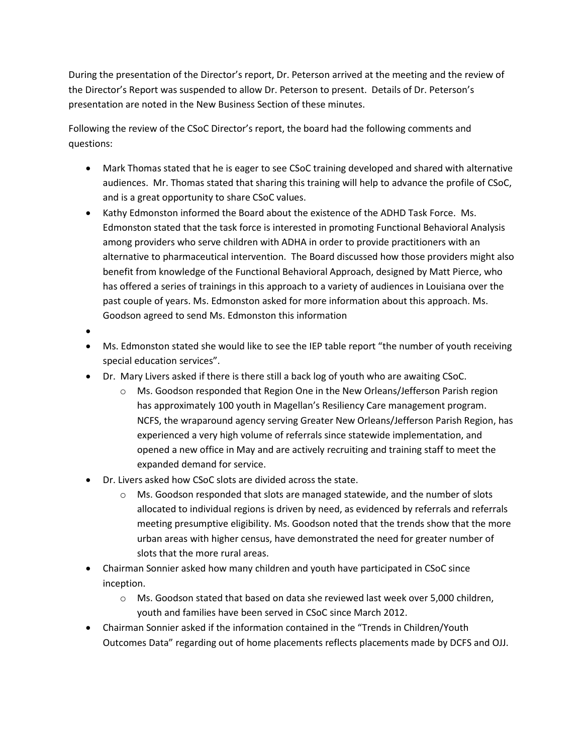During the presentation of the Director's report, Dr. Peterson arrived at the meeting and the review of the Director's Report was suspended to allow Dr. Peterson to present. Details of Dr. Peterson's presentation are noted in the New Business Section of these minutes.

Following the review of the CSoC Director's report, the board had the following comments and questions:

- Mark Thomas stated that he is eager to see CSoC training developed and shared with alternative audiences. Mr. Thomas stated that sharing this training will help to advance the profile of CSoC, and is a great opportunity to share CSoC values.
- Kathy Edmonston informed the Board about the existence of the ADHD Task Force. Ms. Edmonston stated that the task force is interested in promoting Functional Behavioral Analysis among providers who serve children with ADHA in order to provide practitioners with an alternative to pharmaceutical intervention. The Board discussed how those providers might also benefit from knowledge of the Functional Behavioral Approach, designed by Matt Pierce, who has offered a series of trainings in this approach to a variety of audiences in Louisiana over the past couple of years. Ms. Edmonston asked for more information about this approach. Ms. Goodson agreed to send Ms. Edmonston this information
- 
- Ms. Edmonston stated she would like to see the IEP table report "the number of youth receiving special education services".
- Dr. Mary Livers asked if there is there still a back log of youth who are awaiting CSoC.
  - Ms. Goodson responded that Region One in the New Orleans/Jefferson Parish region has approximately 100 youth in Magellan's Resiliency Care management program. NCFS, the wraparound agency serving Greater New Orleans/Jefferson Parish Region, has experienced a very high volume of referrals since statewide implementation, and opened a new office in May and are actively recruiting and training staff to meet the expanded demand for service.
- Dr. Livers asked how CSoC slots are divided across the state.
  - Ms. Goodson responded that slots are managed statewide, and the number of slots allocated to individual regions is driven by need, as evidenced by referrals and referrals meeting presumptive eligibility. Ms. Goodson noted that the trends show that the more urban areas with higher census, have demonstrated the need for greater number of slots that the more rural areas.
- Chairman Sonnier asked how many children and youth have participated in CSoC since inception.
  - Ms. Goodson stated that based on data she reviewed last week over 5,000 children, youth and families have been served in CSoC since March 2012.
- Chairman Sonnier asked if the information contained in the "Trends in Children/Youth Outcomes Data" regarding out of home placements reflects placements made by DCFS and OJJ.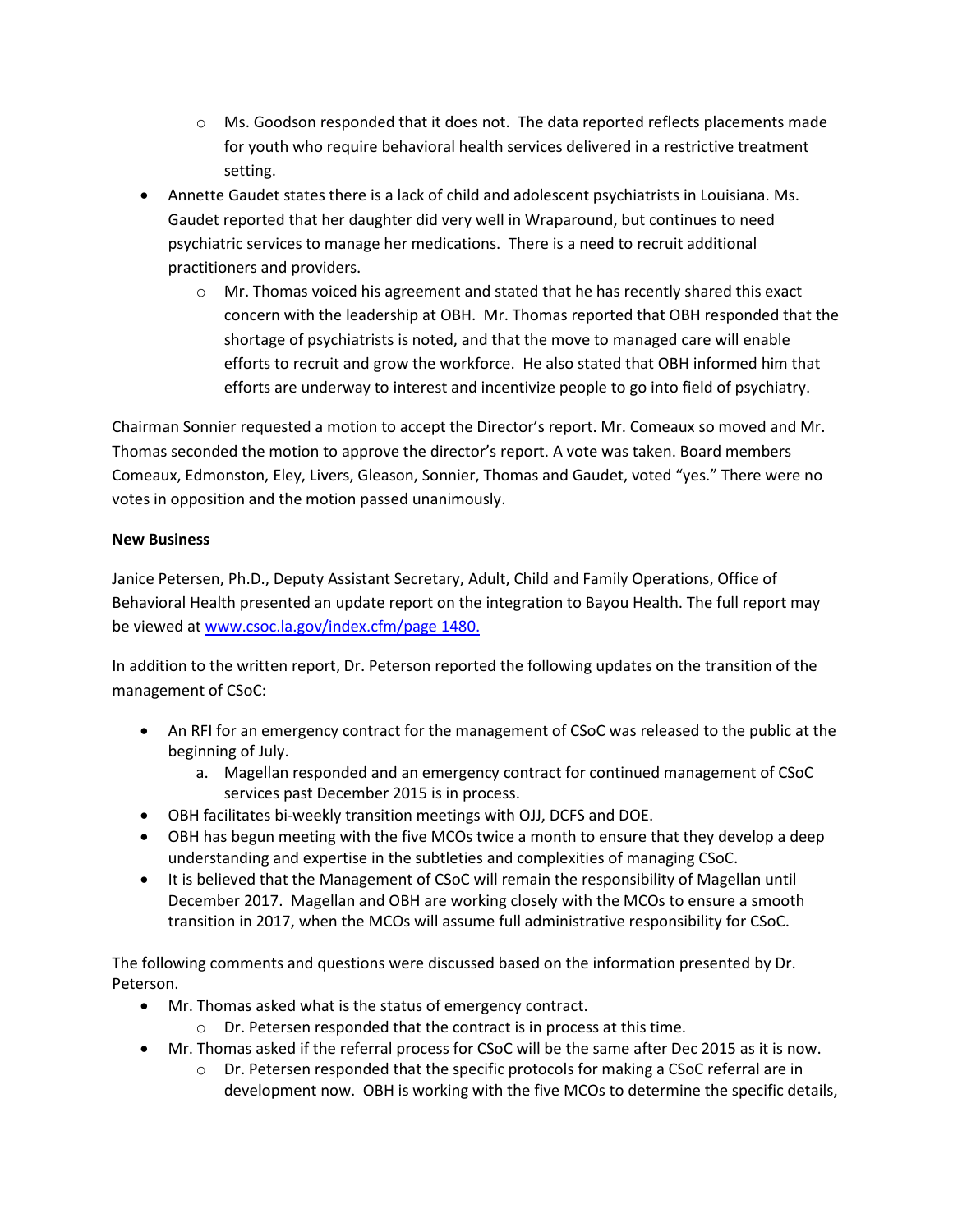- Ms. Goodson responded that it does not. The data reported reflects placements made for youth who require behavioral health services delivered in a restrictive treatment setting.
- Annette Gaudet states there is a lack of child and adolescent psychiatrists in Louisiana. Ms. Gaudet reported that her daughter did very well in Wraparound, but continues to need psychiatric services to manage her medications. There is a need to recruit additional practitioners and providers.
   - Mr. Thomas voiced his agreement and stated that he has recently shared this exact concern with the leadership at OBH. Mr. Thomas reported that OBH responded that the shortage of psychiatrists is noted, and that the move to managed care will enable efforts to recruit and grow the workforce. He also stated that OBH informed him that efforts are underway to interest and incentivize people to go into field of psychiatry.

Chairman Sonnier requested a motion to accept the Director's report. Mr. Comeaux so moved and Mr. Thomas seconded the motion to approve the director's report. A vote was taken. Board members Comeaux, Edmonston, Eley, Livers, Gleason, Sonnier, Thomas and Gaudet, voted "yes." There were no votes in opposition and the motion passed unanimously.

**New Business**

Janice Petersen, Ph.D., Deputy Assistant Secretary, Adult, Child and Family Operations, Office of Behavioral Health presented an update report on the integration to Bayou Health. The full report may be viewed at www.csoc.la.gov/index.cfm/page 1480.

In addition to the written report, Dr. Peterson reported the following updates on the transition of the management of CSoC:

- An RFI for an emergency contract for the management of CSoC was released to the public at the beginning of July.
   a. Magellan responded and an emergency contract for continued management of CSoC services past December 2015 is in process.
- OBH facilitates bi-weekly transition meetings with OJJ, DCFS and DOE.
- OBH has begun meeting with the five MCOs twice a month to ensure that they develop a deep understanding and expertise in the subtleties and complexities of managing CSoC.
- It is believed that the Management of CSoC will remain the responsibility of Magellan until December 2017. Magellan and OBH are working closely with the MCOs to ensure a smooth transition in 2017, when the MCOs will assume full administrative responsibility for CSoC.

The following comments and questions were discussed based on the information presented by Dr. Peterson.

- Mr. Thomas asked what is the status of emergency contract.
   - Dr. Petersen responded that the contract is in process at this time.
- Mr. Thomas asked if the referral process for CSoC will be the same after Dec 2015 as it is now.
   - Dr. Petersen responded that the specific protocols for making a CSoC referral are in development now. OBH is working with the five MCOs to determine the specific details,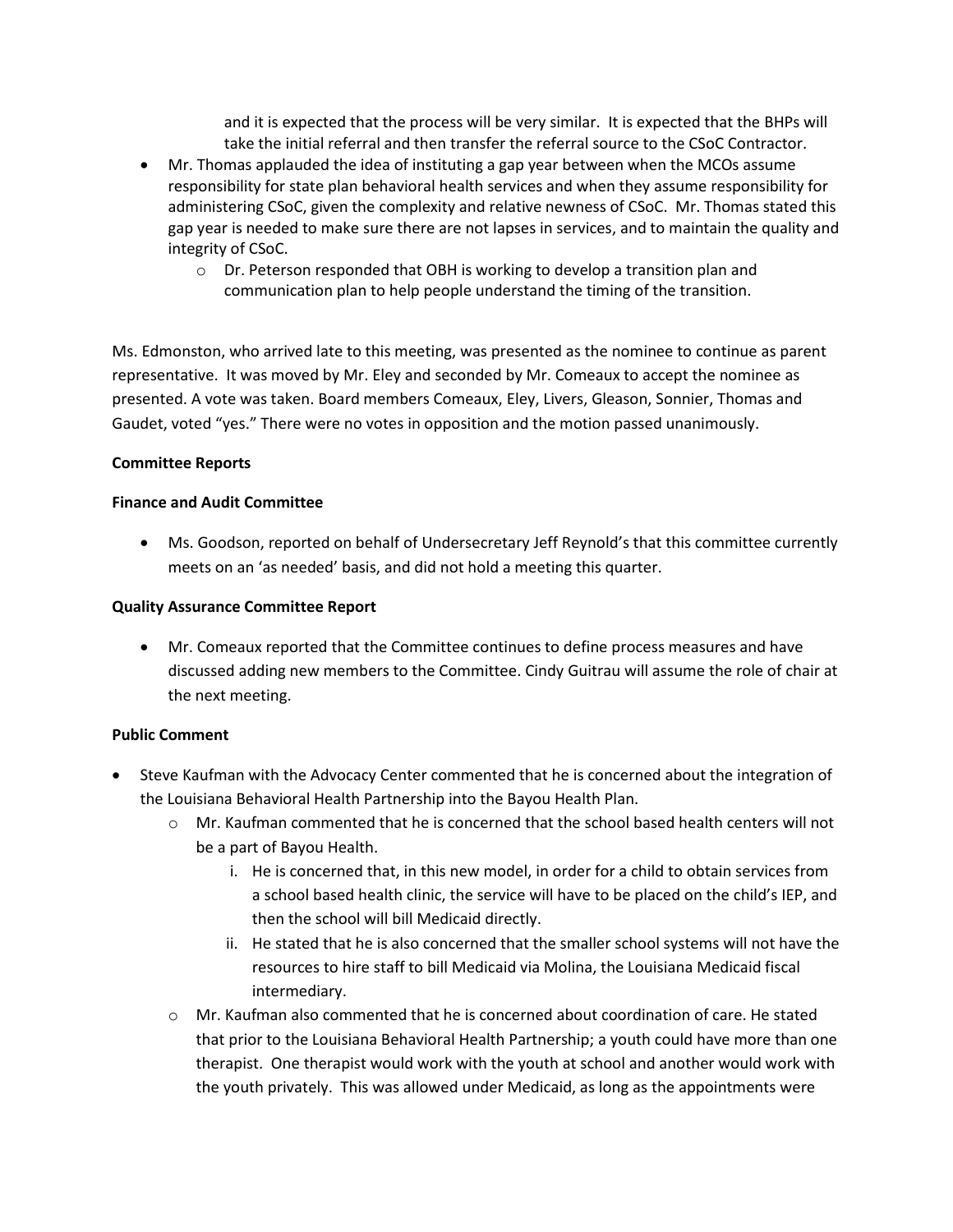and it is expected that the process will be very similar. It is expected that the BHPs will take the initial referral and then transfer the referral source to the CSoC Contractor.

- Mr. Thomas applauded the idea of instituting a gap year between when the MCOs assume responsibility for state plan behavioral health services and when they assume responsibility for administering CSoC, given the complexity and relative newness of CSoC. Mr. Thomas stated this gap year is needed to make sure there are not lapses in services, and to maintain the quality and integrity of CSoC.
  - Dr. Peterson responded that OBH is working to develop a transition plan and communication plan to help people understand the timing of the transition.

Ms. Edmonston, who arrived late to this meeting, was presented as the nominee to continue as parent representative. It was moved by Mr. Eley and seconded by Mr. Comeaux to accept the nominee as presented. A vote was taken. Board members Comeaux, Eley, Livers, Gleason, Sonnier, Thomas and Gaudet, voted "yes." There were no votes in opposition and the motion passed unanimously.

**Committee Reports**

**Finance and Audit Committee**

- Ms. Goodson, reported on behalf of Undersecretary Jeff Reynold's that this committee currently meets on an 'as needed' basis, and did not hold a meeting this quarter.

**Quality Assurance Committee Report**

- Mr. Comeaux reported that the Committee continues to define process measures and have discussed adding new members to the Committee. Cindy Guitrau will assume the role of chair at the next meeting.

**Public Comment**

- Steve Kaufman with the Advocacy Center commented that he is concerned about the integration of the Louisiana Behavioral Health Partnership into the Bayou Health Plan.
  - Mr. Kaufman commented that he is concerned that the school based health centers will not be a part of Bayou Health.
    i. He is concerned that, in this new model, in order for a child to obtain services from a school based health clinic, the service will have to be placed on the child's IEP, and then the school will bill Medicaid directly.
    ii. He stated that he is also concerned that the smaller school systems will not have the resources to hire staff to bill Medicaid via Molina, the Louisiana Medicaid fiscal intermediary.
  - Mr. Kaufman also commented that he is concerned about coordination of care. He stated that prior to the Louisiana Behavioral Health Partnership; a youth could have more than one therapist. One therapist would work with the youth at school and another would work with the youth privately. This was allowed under Medicaid, as long as the appointments were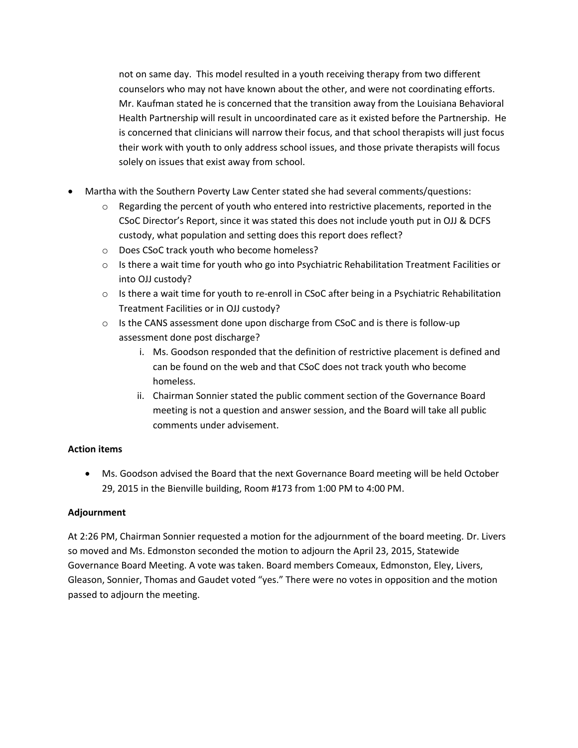not on same day. This model resulted in a youth receiving therapy from two different counselors who may not have known about the other, and were not coordinating efforts. Mr. Kaufman stated he is concerned that the transition away from the Louisiana Behavioral Health Partnership will result in uncoordinated care as it existed before the Partnership. He is concerned that clinicians will narrow their focus, and that school therapists will just focus their work with youth to only address school issues, and those private therapists will focus solely on issues that exist away from school.

- Martha with the Southern Poverty Law Center stated she had several comments/questions:
  - Regarding the percent of youth who entered into restrictive placements, reported in the CSoC Director's Report, since it was stated this does not include youth put in OJJ & DCFS custody, what population and setting does this report does reflect?
  - Does CSoC track youth who become homeless?
  - Is there a wait time for youth who go into Psychiatric Rehabilitation Treatment Facilities or into OJJ custody?
  - Is there a wait time for youth to re-enroll in CSoC after being in a Psychiatric Rehabilitation Treatment Facilities or in OJJ custody?
  - Is the CANS assessment done upon discharge from CSoC and is there is follow-up assessment done post discharge?
    1. Ms. Goodson responded that the definition of restrictive placement is defined and can be found on the web and that CSoC does not track youth who become homeless.
    2. Chairman Sonnier stated the public comment section of the Governance Board meeting is not a question and answer session, and the Board will take all public comments under advisement.

**Action items**

- Ms. Goodson advised the Board that the next Governance Board meeting will be held October 29, 2015 in the Bienville building, Room #173 from 1:00 PM to 4:00 PM.

**Adjournment**

At 2:26 PM, Chairman Sonnier requested a motion for the adjournment of the board meeting. Dr. Livers so moved and Ms. Edmonston seconded the motion to adjourn the April 23, 2015, Statewide Governance Board Meeting. A vote was taken. Board members Comeaux, Edmonston, Eley, Livers, Gleason, Sonnier, Thomas and Gaudet voted "yes." There were no votes in opposition and the motion passed to adjourn the meeting.